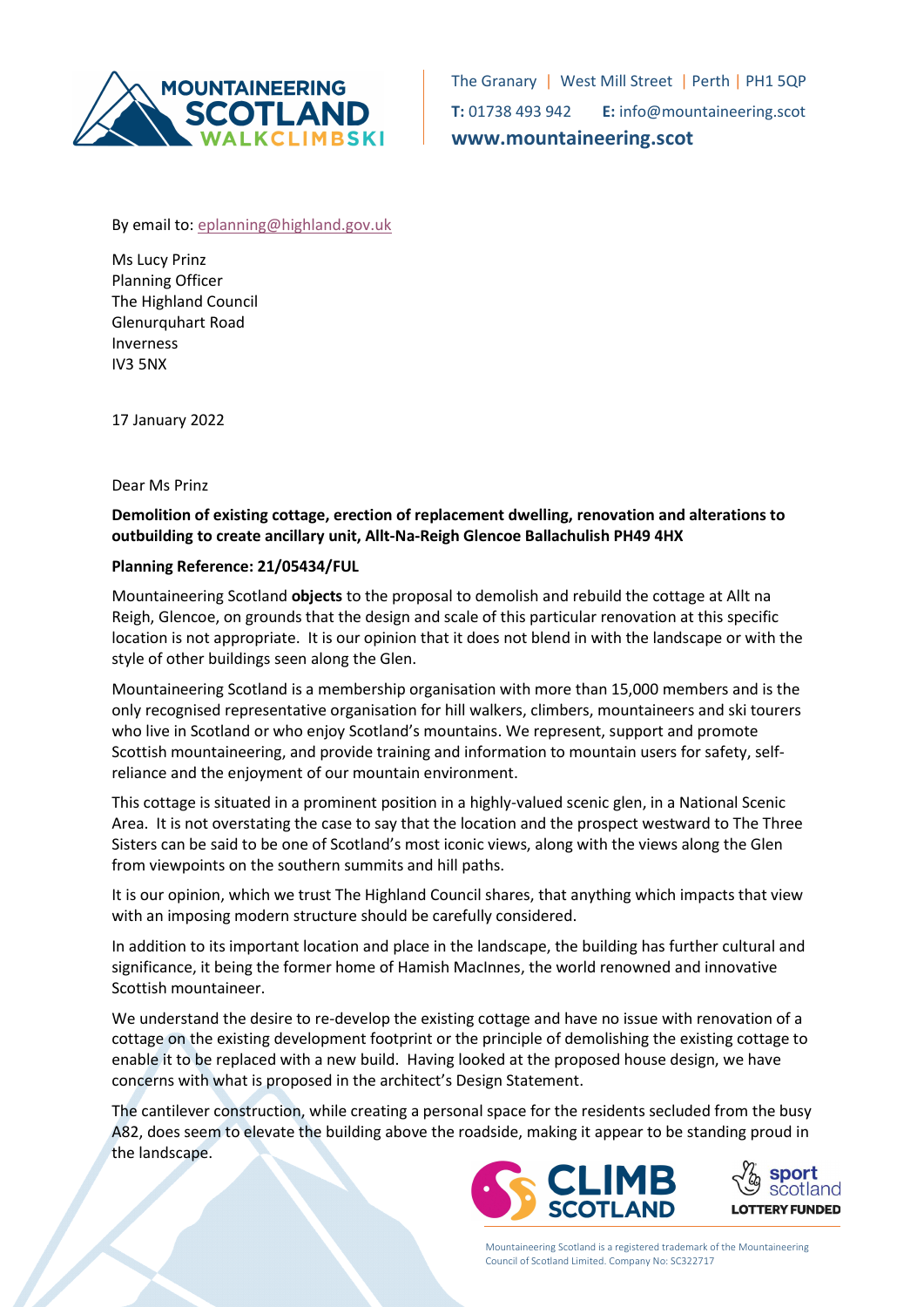The Granary | West Mill Street | Perth | PH1 5QP
**T:** 01738 493 942 **E:** info@mountaineering.scot
**www.mountaineering.scot**

By email to: eplanning@highland.gov.uk

Ms Lucy Prinz
Planning Officer
The Highland Council
Glenurquhart Road
Inverness
IV3 5NX

17 January 2022

Dear Ms Prinz

**Demolition of existing cottage, erection of replacement dwelling, renovation and alterations to outbuilding to create ancillary unit, Allt-Na-Reigh Glencoe Ballachulish PH49 4HX**

**Planning Reference: 21/05434/FUL**

Mountaineering Scotland **objects** to the proposal to demolish and rebuild the cottage at Allt na Reigh, Glencoe, on grounds that the design and scale of this particular renovation at this specific location is not appropriate. It is our opinion that it does not blend in with the landscape or with the style of other buildings seen along the Glen.

Mountaineering Scotland is a membership organisation with more than 15,000 members and is the only recognised representative organisation for hill walkers, climbers, mountaineers and ski tourers who live in Scotland or who enjoy Scotland's mountains. We represent, support and promote Scottish mountaineering, and provide training and information to mountain users for safety, self-reliance and the enjoyment of our mountain environment.

This cottage is situated in a prominent position in a highly-valued scenic glen, in a National Scenic Area. It is not overstating the case to say that the location and the prospect westward to The Three Sisters can be said to be one of Scotland's most iconic views, along with the views along the Glen from viewpoints on the southern summits and hill paths.

It is our opinion, which we trust The Highland Council shares, that anything which impacts that view with an imposing modern structure should be carefully considered.

In addition to its important location and place in the landscape, the building has further cultural and significance, it being the former home of Hamish MacInnes, the world renowned and innovative Scottish mountaineer.

We understand the desire to re-develop the existing cottage and have no issue with renovation of a cottage on the existing development footprint or the principle of demolishing the existing cottage to enable it to be replaced with a new build. Having looked at the proposed house design, we have concerns with what is proposed in the architect's Design Statement.

The cantilever construction, while creating a personal space for the residents secluded from the busy A82, does seem to elevate the building above the roadside, making it appear to be standing proud in the landscape.

Mountaineering Scotland is a registered trademark of the Mountaineering Council of Scotland Limited. Company No: SC322717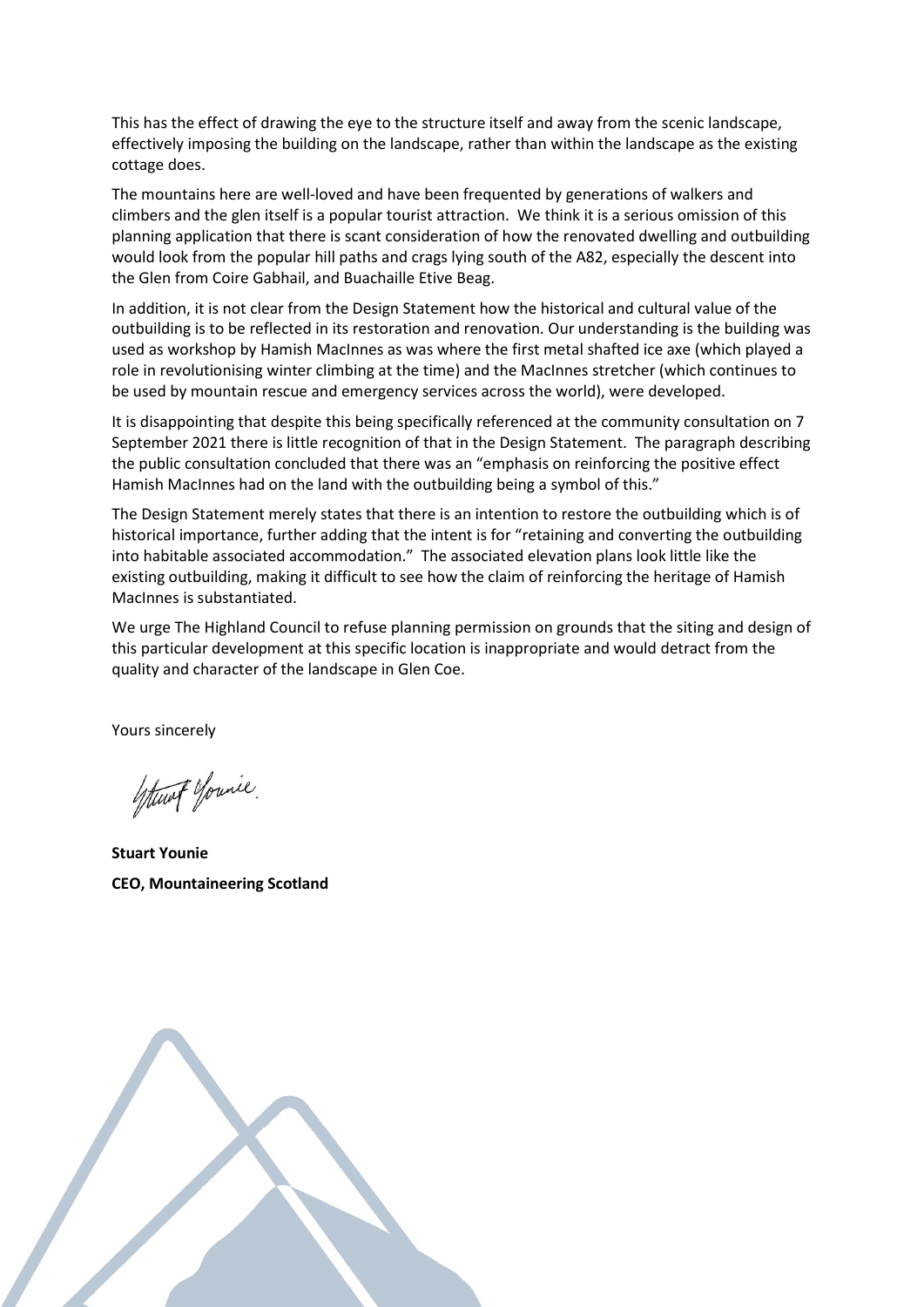This has the effect of drawing the eye to the structure itself and away from the scenic landscape, effectively imposing the building on the landscape, rather than within the landscape as the existing cottage does.

The mountains here are well-loved and have been frequented by generations of walkers and climbers and the glen itself is a popular tourist attraction. We think it is a serious omission of this planning application that there is scant consideration of how the renovated dwelling and outbuilding would look from the popular hill paths and crags lying south of the A82, especially the descent into the Glen from Coire Gabhail, and Buachaille Etive Beag.

In addition, it is not clear from the Design Statement how the historical and cultural value of the outbuilding is to be reflected in its restoration and renovation. Our understanding is the building was used as workshop by Hamish MacInnes as was where the first metal shafted ice axe (which played a role in revolutionising winter climbing at the time) and the MacInnes stretcher (which continues to be used by mountain rescue and emergency services across the world), were developed.

It is disappointing that despite this being specifically referenced at the community consultation on 7 September 2021 there is little recognition of that in the Design Statement. The paragraph describing the public consultation concluded that there was an "emphasis on reinforcing the positive effect Hamish MacInnes had on the land with the outbuilding being a symbol of this."

The Design Statement merely states that there is an intention to restore the outbuilding which is of historical importance, further adding that the intent is for "retaining and converting the outbuilding into habitable associated accommodation." The associated elevation plans look little like the existing outbuilding, making it difficult to see how the claim of reinforcing the heritage of Hamish MacInnes is substantiated.

We urge The Highland Council to refuse planning permission on grounds that the siting and design of this particular development at this specific location is inappropriate and would detract from the quality and character of the landscape in Glen Coe.

Yours sincerely

Stuart Younie

**Stuart Younie**
**CEO, Mountaineering Scotland**